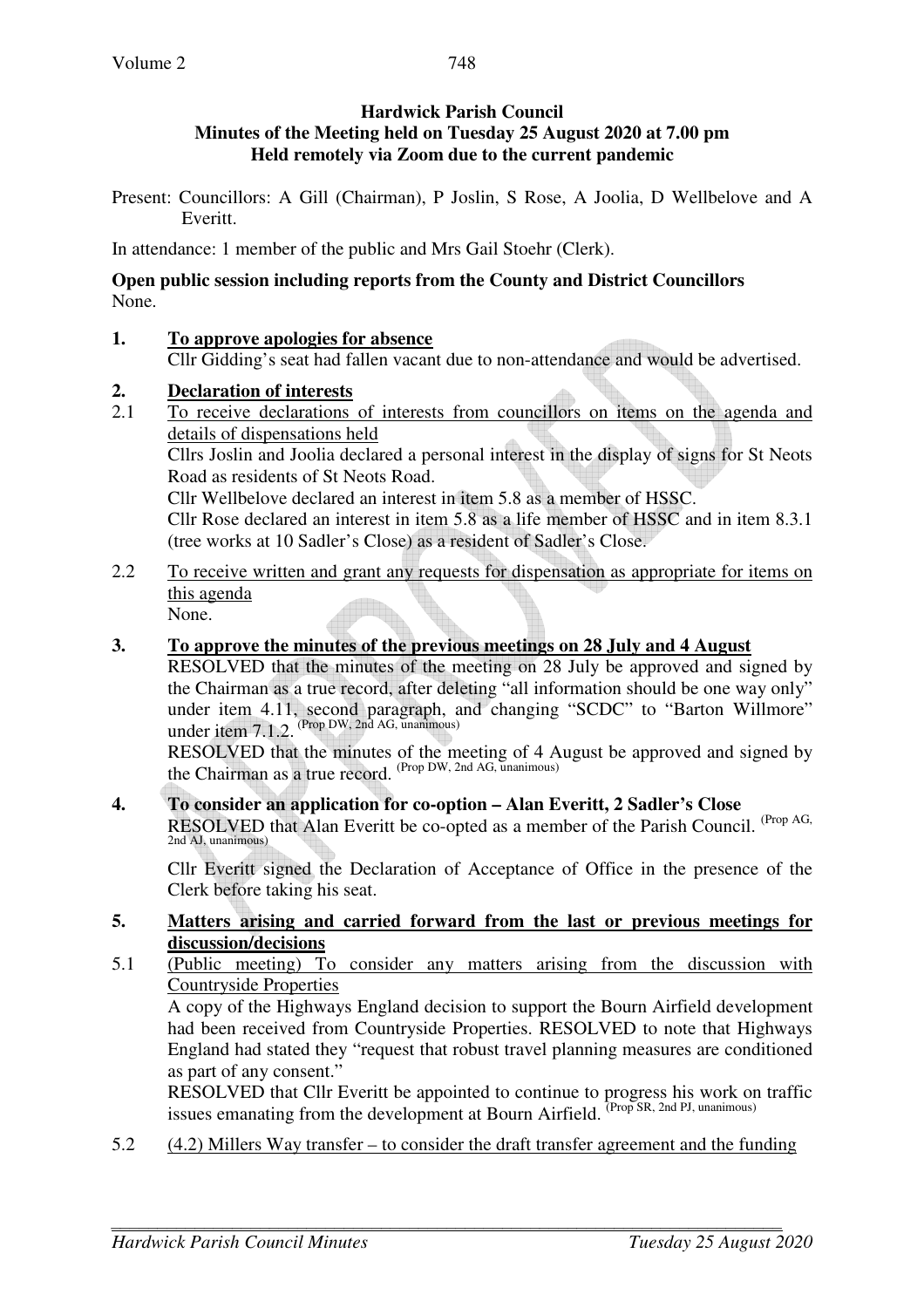**Hardwick Parish Council**
**Minutes of the Meeting held on Tuesday 25 August 2020 at 7.00 pm**
**Held remotely via Zoom due to the current pandemic**

Present: Councillors: A Gill (Chairman), P Joslin, S Rose, A Joolia, D Wellbelove and A Everitt.

In attendance: 1 member of the public and Mrs Gail Stoehr (Clerk).

**Open public session including reports from the County and District Councillors**
None.

**1. To approve apologies for absence**

Cllr Gidding's seat had fallen vacant due to non-attendance and would be advertised.

**2. Declaration of interests**

2.1 To receive declarations of interests from councillors on items on the agenda and details of dispensations held

Cllrs Joslin and Joolia declared a personal interest in the display of signs for St Neots Road as residents of St Neots Road.

Cllr Wellbelove declared an interest in item 5.8 as a member of HSSC.

Cllr Rose declared an interest in item 5.8 as a life member of HSSC and in item 8.3.1 (tree works at 10 Sadler's Close) as a resident of Sadler's Close.

2.2 To receive written and grant any requests for dispensation as appropriate for items on this agenda

None.

**3. To approve the minutes of the previous meetings on 28 July and 4 August**

RESOLVED that the minutes of the meeting on 28 July be approved and signed by the Chairman as a true record, after deleting "all information should be one way only" under item 4.11, second paragraph, and changing "SCDC" to "Barton Willmore" under item 7.1.2. (Prop DW, 2nd AG, unanimous)

RESOLVED that the minutes of the meeting of 4 August be approved and signed by the Chairman as a true record. (Prop DW, 2nd AG, unanimous)

**4. To consider an application for co-option – Alan Everitt, 2 Sadler's Close**

RESOLVED that Alan Everitt be co-opted as a member of the Parish Council. (Prop AG, 2nd AJ, unanimous)

Cllr Everitt signed the Declaration of Acceptance of Office in the presence of the Clerk before taking his seat.

**5. Matters arising and carried forward from the last or previous meetings for discussion/decisions**

5.1 (Public meeting) To consider any matters arising from the discussion with Countryside Properties

A copy of the Highways England decision to support the Bourn Airfield development had been received from Countryside Properties. RESOLVED to note that Highways England had stated they "request that robust travel planning measures are conditioned as part of any consent."

RESOLVED that Cllr Everitt be appointed to continue to progress his work on traffic issues emanating from the development at Bourn Airfield. (Prop SR, 2nd PJ, unanimous)

5.2 (4.2) Millers Way transfer – to consider the draft transfer agreement and the funding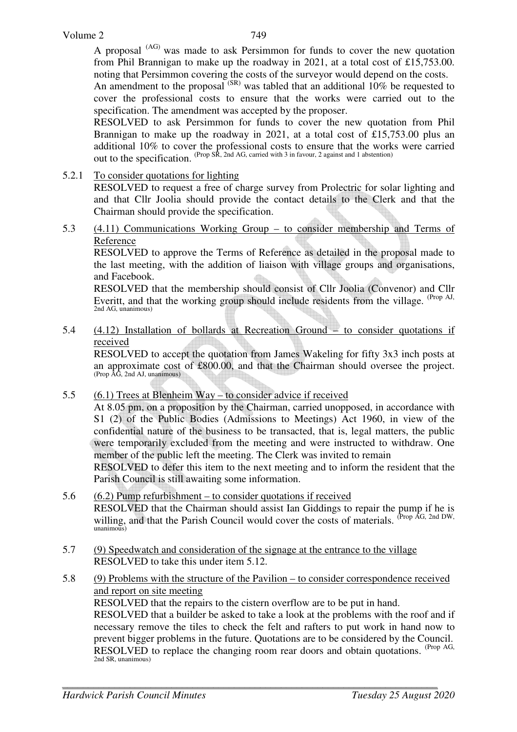A proposal (AG) was made to ask Persimmon for funds to cover the new quotation from Phil Brannigan to make up the roadway in 2021, at a total cost of £15,753.00. noting that Persimmon covering the costs of the surveyor would depend on the costs.

An amendment to the proposal (SR) was tabled that an additional 10% be requested to cover the professional costs to ensure that the works were carried out to the specification. The amendment was accepted by the proposer.

RESOLVED to ask Persimmon for funds to cover the new quotation from Phil Brannigan to make up the roadway in 2021, at a total cost of £15,753.00 plus an additional 10% to cover the professional costs to ensure that the works were carried out to the specification. (Prop SR, 2nd AG, carried with 3 in favour, 2 against and 1 abstention)

5.2.1 To consider quotations for lighting

RESOLVED to request a free of charge survey from Prolectric for solar lighting and and that Cllr Joolia should provide the contact details to the Clerk and that the Chairman should provide the specification.

5.3 (4.11) Communications Working Group – to consider membership and Terms of Reference

RESOLVED to approve the Terms of Reference as detailed in the proposal made to the last meeting, with the addition of liaison with village groups and organisations, and Facebook.

RESOLVED that the membership should consist of Cllr Joolia (Convenor) and Cllr Everitt, and that the working group should include residents from the village. (Prop AJ, 2nd AG, unanimous)

5.4 (4.12) Installation of bollards at Recreation Ground – to consider quotations if received

RESOLVED to accept the quotation from James Wakeling for fifty 3x3 inch posts at an approximate cost of £800.00, and that the Chairman should oversee the project. (Prop AG, 2nd AJ, unanimous)

5.5 (6.1) Trees at Blenheim Way – to consider advice if received

At 8.05 pm, on a proposition by the Chairman, carried unopposed, in accordance with S1 (2) of the Public Bodies (Admissions to Meetings) Act 1960, in view of the confidential nature of the business to be transacted, that is, legal matters, the public were temporarily excluded from the meeting and were instructed to withdraw. One member of the public left the meeting. The Clerk was invited to remain

RESOLVED to defer this item to the next meeting and to inform the resident that the Parish Council is still awaiting some information.

5.6 (6.2) Pump refurbishment – to consider quotations if received

RESOLVED that the Chairman should assist Ian Giddings to repair the pump if he is willing, and that the Parish Council would cover the costs of materials. (Prop AG, 2nd DW, unanimous)

5.7 (9) Speedwatch and consideration of the signage at the entrance to the village

RESOLVED to take this under item 5.12.

5.8 (9) Problems with the structure of the Pavilion – to consider correspondence received and report on site meeting

RESOLVED that the repairs to the cistern overflow are to be put in hand.

RESOLVED that a builder be asked to take a look at the problems with the roof and if necessary remove the tiles to check the felt and rafters to put work in hand now to prevent bigger problems in the future. Quotations are to be considered by the Council.

RESOLVED to replace the changing room rear doors and obtain quotations. (Prop AG, 2nd SR, unanimous)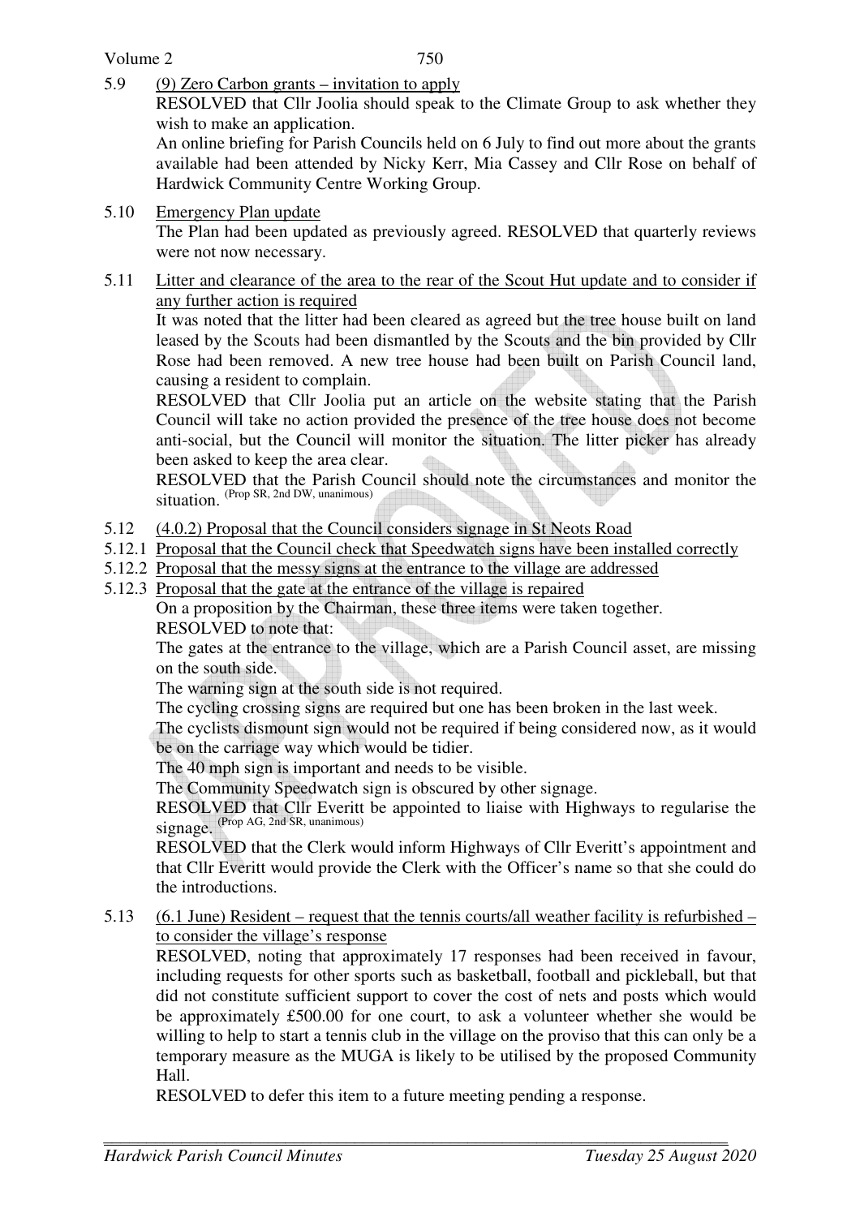5.9 (9) Zero Carbon grants – invitation to apply

RESOLVED that Cllr Joolia should speak to the Climate Group to ask whether they wish to make an application.

An online briefing for Parish Councils held on 6 July to find out more about the grants available had been attended by Nicky Kerr, Mia Cassey and Cllr Rose on behalf of Hardwick Community Centre Working Group.

5.10 Emergency Plan update

The Plan had been updated as previously agreed. RESOLVED that quarterly reviews were not now necessary.

5.11 Litter and clearance of the area to the rear of the Scout Hut update and to consider if any further action is required

It was noted that the litter had been cleared as agreed but the tree house built on land leased by the Scouts had been dismantled by the Scouts and the bin provided by Cllr Rose had been removed. A new tree house had been built on Parish Council land, causing a resident to complain.

RESOLVED that Cllr Joolia put an article on the website stating that the Parish Council will take no action provided the presence of the tree house does not become anti-social, but the Council will monitor the situation. The litter picker has already been asked to keep the area clear.

RESOLVED that the Parish Council should note the circumstances and monitor the situation. (Prop SR, 2nd DW, unanimous)

5.12 (4.0.2) Proposal that the Council considers signage in St Neots Road

5.12.1 Proposal that the Council check that Speedwatch signs have been installed correctly

5.12.2 Proposal that the messy signs at the entrance to the village are addressed

5.12.3 Proposal that the gate at the entrance of the village is repaired

On a proposition by the Chairman, these three items were taken together.

RESOLVED to note that:

The gates at the entrance to the village, which are a Parish Council asset, are missing on the south side.

The warning sign at the south side is not required.

The cycling crossing signs are required but one has been broken in the last week.

The cyclists dismount sign would not be required if being considered now, as it would be on the carriage way which would be tidier.

The 40 mph sign is important and needs to be visible.

The Community Speedwatch sign is obscured by other signage.

RESOLVED that Cllr Everitt be appointed to liaise with Highways to regularise the signage. (Prop AG, 2nd SR, unanimous)

RESOLVED that the Clerk would inform Highways of Cllr Everitt's appointment and that Cllr Everitt would provide the Clerk with the Officer's name so that she could do the introductions.

5.13 (6.1 June) Resident – request that the tennis courts/all weather facility is refurbished – to consider the village's response

RESOLVED, noting that approximately 17 responses had been received in favour, including requests for other sports such as basketball, football and pickleball, but that did not constitute sufficient support to cover the cost of nets and posts which would be approximately £500.00 for one court, to ask a volunteer whether she would be willing to help to start a tennis club in the village on the proviso that this can only be a temporary measure as the MUGA is likely to be utilised by the proposed Community Hall.

RESOLVED to defer this item to a future meeting pending a response.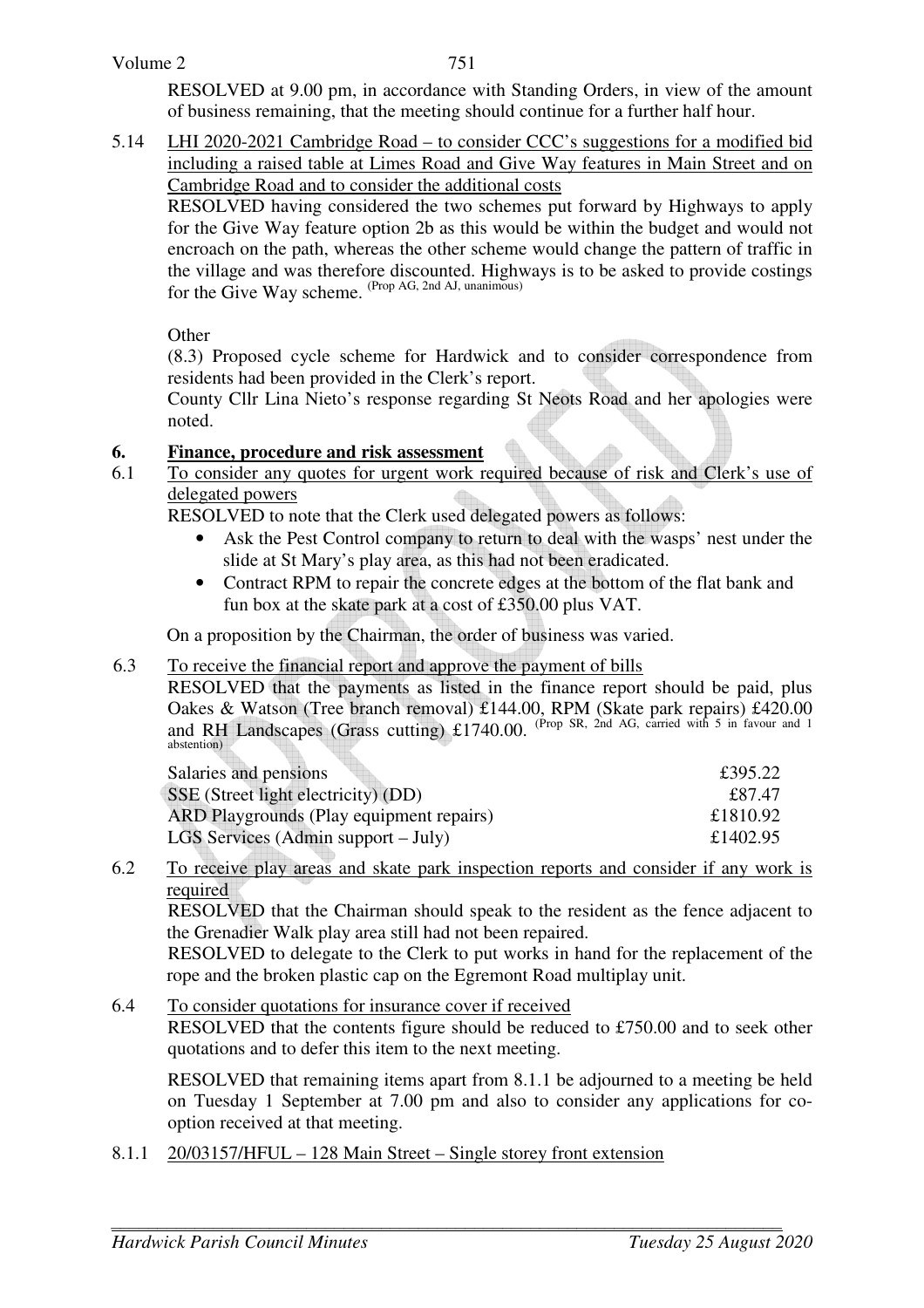RESOLVED at 9.00 pm, in accordance with Standing Orders, in view of the amount of business remaining, that the meeting should continue for a further half hour.

5.14 LHI 2020-2021 Cambridge Road – to consider CCC's suggestions for a modified bid including a raised table at Limes Road and Give Way features in Main Street and on Cambridge Road and to consider the additional costs

RESOLVED having considered the two schemes put forward by Highways to apply for the Give Way feature option 2b as this would be within the budget and would not encroach on the path, whereas the other scheme would change the pattern of traffic in the village and was therefore discounted. Highways is to be asked to provide costings for the Give Way scheme. (Prop AG, 2nd AJ, unanimous)

Other

(8.3) Proposed cycle scheme for Hardwick and to consider correspondence from residents had been provided in the Clerk's report.

County Cllr Lina Nieto's response regarding St Neots Road and her apologies were noted.

## 6. Finance, procedure and risk assessment

6.1 To consider any quotes for urgent work required because of risk and Clerk's use of delegated powers

RESOLVED to note that the Clerk used delegated powers as follows:

- Ask the Pest Control company to return to deal with the wasps' nest under the slide at St Mary's play area, as this had not been eradicated.
- Contract RPM to repair the concrete edges at the bottom of the flat bank and fun box at the skate park at a cost of £350.00 plus VAT.

On a proposition by the Chairman, the order of business was varied.

6.3 To receive the financial report and approve the payment of bills

RESOLVED that the payments as listed in the finance report should be paid, plus Oakes & Watson (Tree branch removal) £144.00, RPM (Skate park repairs) £420.00 and RH Landscapes (Grass cutting) £1740.00. (Prop SR, 2nd AG, carried with 5 in favour and 1 abstention)

| | |
|---|---|
| Salaries and pensions | £395.22 |
| SSE (Street light electricity) (DD) | £87.47 |
| ARD Playgrounds (Play equipment repairs) | £1810.92 |
| LGS Services (Admin support – July) | £1402.95 |

6.2 To receive play areas and skate park inspection reports and consider if any work is required

RESOLVED that the Chairman should speak to the resident as the fence adjacent to the Grenadier Walk play area still had not been repaired.

RESOLVED to delegate to the Clerk to put works in hand for the replacement of the rope and the broken plastic cap on the Egremont Road multiplay unit.

6.4 To consider quotations for insurance cover if received

RESOLVED that the contents figure should be reduced to £750.00 and to seek other quotations and to defer this item to the next meeting.

RESOLVED that remaining items apart from 8.1.1 be adjourned to a meeting be held on Tuesday 1 September at 7.00 pm and also to consider any applications for co-option received at that meeting.

8.1.1 20/03157/HFUL – 128 Main Street – Single storey front extension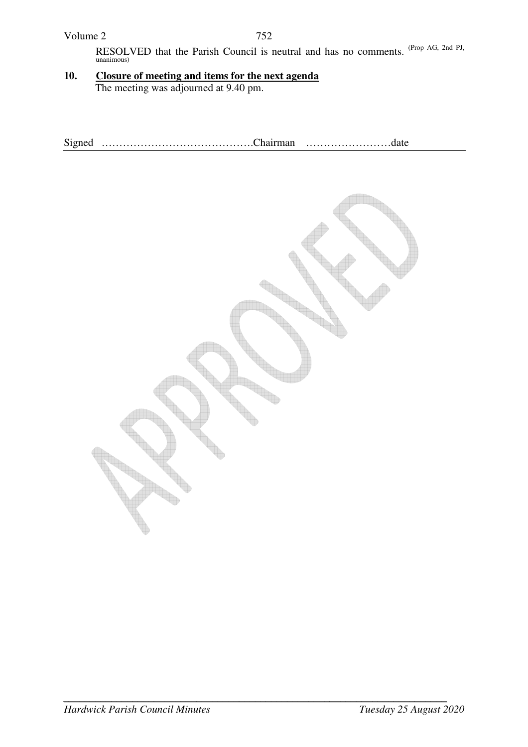RESOLVED that the Parish Council is neutral and has no comments. (Prop AG, 2nd PJ, unanimous)

**10. Closure of meeting and items for the next agenda**

The meeting was adjourned at 9.40 pm.

Signed …………………………………….Chairman ……………………date

APPROVED